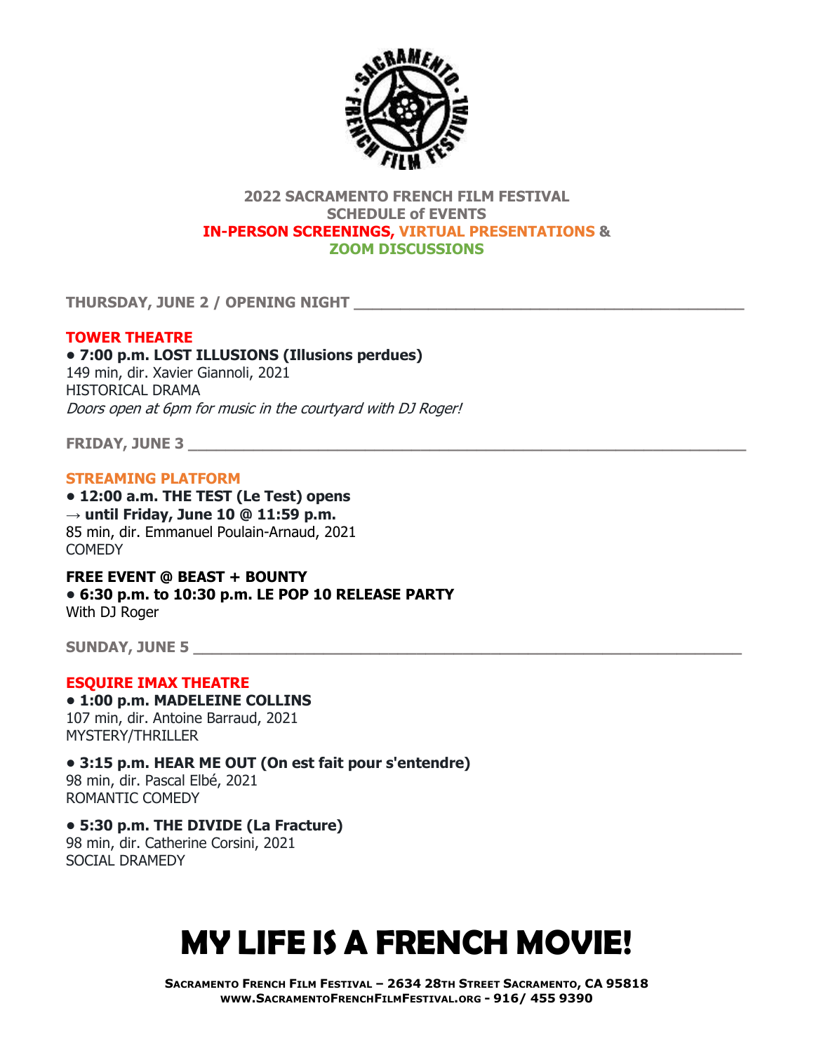# 2022 SACRAMENTO FRENCH FILM FESTIVAL
## SCHEDULE of EVENTS
## IN-PERSON SCREENINGS, VIRTUAL PRESENTATIONS & ZOOM DISCUSSIONS

**THURSDAY, JUNE 2 / OPENING NIGHT**

**TOWER THEATRE**

**• 7:00 p.m. LOST ILLUSIONS (Illusions perdues)**
149 min, dir. Xavier Giannoli, 2021
HISTORICAL DRAMA
*Doors open at 6pm for music in the courtyard with DJ Roger!*

**FRIDAY, JUNE 3**

**STREAMING PLATFORM**

**• 12:00 a.m. THE TEST (Le Test) opens**
**→ until Friday, June 10 @ 11:59 p.m.**
85 min, dir. Emmanuel Poulain-Arnaud, 2021
COMEDY

**FREE EVENT @ BEAST + BOUNTY**
**• 6:30 p.m. to 10:30 p.m. LE POP 10 RELEASE PARTY**
With DJ Roger

**SUNDAY, JUNE 5**

**ESQUIRE IMAX THEATRE**

**• 1:00 p.m. MADELEINE COLLINS**
107 min, dir. Antoine Barraud, 2021
MYSTERY/THRILLER

**• 3:15 p.m. HEAR ME OUT (On est fait pour s'entendre)**
98 min, dir. Pascal Elbé, 2021
ROMANTIC COMEDY

**• 5:30 p.m. THE DIVIDE (La Fracture)**
98 min, dir. Catherine Corsini, 2021
SOCIAL DRAMEDY

# MY LIFE IS A FRENCH MOVIE!

**SACRAMENTO FRENCH FILM FESTIVAL – 2634 28TH STREET SACRAMENTO, CA 95818**
**WWW.SACRAMENTOFRENCHFILMFESTIVAL.ORG - 916/ 455 9390**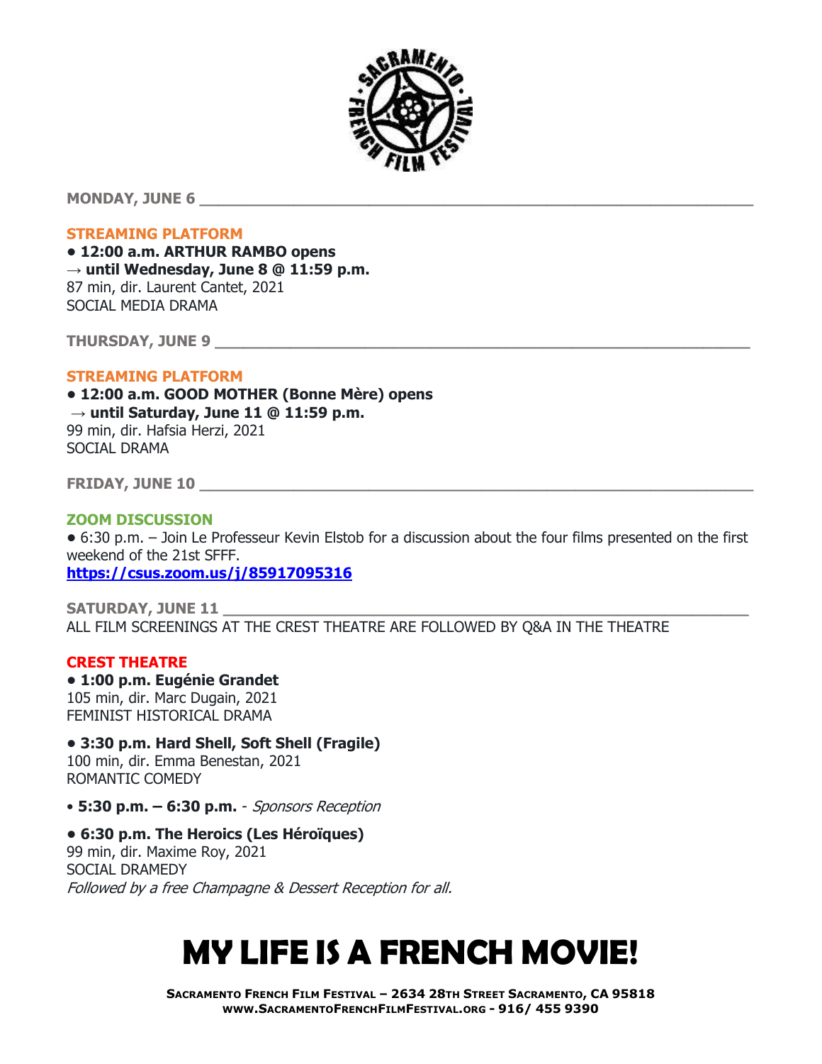**MONDAY, JUNE 6**

---

### STREAMING PLATFORM

**• 12:00 a.m. ARTHUR RAMBO opens**
**→ until Wednesday, June 8 @ 11:59 p.m.**
87 min, dir. Laurent Cantet, 2021
SOCIAL MEDIA DRAMA

**THURSDAY, JUNE 9**

---

### STREAMING PLATFORM

**• 12:00 a.m. GOOD MOTHER (Bonne Mère) opens**
**→ until Saturday, June 11 @ 11:59 p.m.**
99 min, dir. Hafsia Herzi, 2021
SOCIAL DRAMA

**FRIDAY, JUNE 10**

---

### ZOOM DISCUSSION

• 6:30 p.m. – Join Le Professeur Kevin Elstob for a discussion about the four films presented on the first weekend of the 21st SFFF.
**https://csus.zoom.us/j/85917095316**

**SATURDAY, JUNE 11**

---

ALL FILM SCREENINGS AT THE CREST THEATRE ARE FOLLOWED BY Q&A IN THE THEATRE

### CREST THEATRE

**• 1:00 p.m. Eugénie Grandet**
105 min, dir. Marc Dugain, 2021
FEMINIST HISTORICAL DRAMA

**• 3:30 p.m. Hard Shell, Soft Shell (Fragile)**
100 min, dir. Emma Benestan, 2021
ROMANTIC COMEDY

• **5:30 p.m. – 6:30 p.m.** - *Sponsors Reception*

**• 6:30 p.m. The Heroics (Les Héroïques)**
99 min, dir. Maxime Roy, 2021
SOCIAL DRAMEDY
*Followed by a free Champagne & Dessert Reception for all.*

# MY LIFE IS A FRENCH MOVIE!

**SACRAMENTO FRENCH FILM FESTIVAL – 2634 28TH STREET SACRAMENTO, CA 95818**
**WWW.SACRAMENTOFRENCHFILMFESTIVAL.ORG - 916/ 455 9390**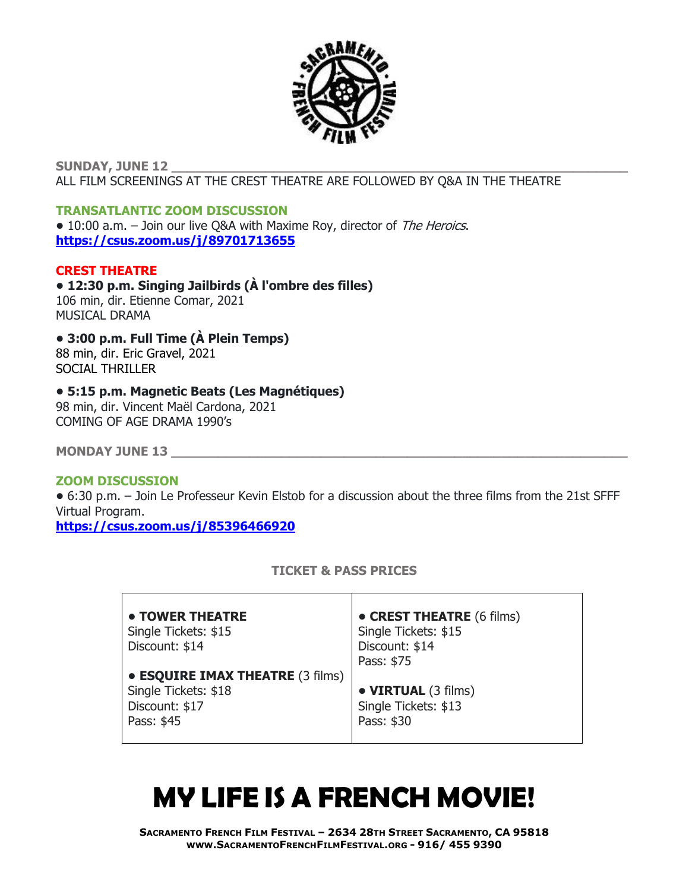## SUNDAY, JUNE 12

ALL FILM SCREENINGS AT THE CREST THEATRE ARE FOLLOWED BY Q&A IN THE THEATRE

### TRANSATLANTIC ZOOM DISCUSSION

- 10:00 a.m. – Join our live Q&A with Maxime Roy, director of *The Heroics*.

**https://csus.zoom.us/j/89701713655**

### CREST THEATRE

**• 12:30 p.m. Singing Jailbirds (À l'ombre des filles)**
106 min, dir. Etienne Comar, 2021
MUSICAL DRAMA

**• 3:00 p.m. Full Time (À Plein Temps)**
88 min, dir. Eric Gravel, 2021
SOCIAL THRILLER

**• 5:15 p.m. Magnetic Beats (Les Magnétiques)**
98 min, dir. Vincent Maël Cardona, 2021
COMING OF AGE DRAMA 1990's

## MONDAY JUNE 13

### ZOOM DISCUSSION

- 6:30 p.m. – Join Le Professeur Kevin Elstob for a discussion about the three films from the 21st SFFF Virtual Program.

**https://csus.zoom.us/j/85396466920**

### TICKET & PASS PRICES

| | |
|---|---|
| **• TOWER THEATRE**<br>Single Tickets: $15<br>Discount: $14<br><br>**• ESQUIRE IMAX THEATRE** (3 films)<br>Single Tickets: $18<br>Discount: $17<br>Pass: $45 | **• CREST THEATRE** (6 films)<br>Single Tickets: $15<br>Discount: $14<br>Pass: $75<br><br>**• VIRTUAL** (3 films)<br>Single Tickets: $13<br>Pass: $30 |

# MY LIFE IS A FRENCH MOVIE!

**SACRAMENTO FRENCH FILM FESTIVAL – 2634 28TH STREET SACRAMENTO, CA 95818**
**WWW.SACRAMENTOFRENCHFILMFESTIVAL.ORG - 916/ 455 9390**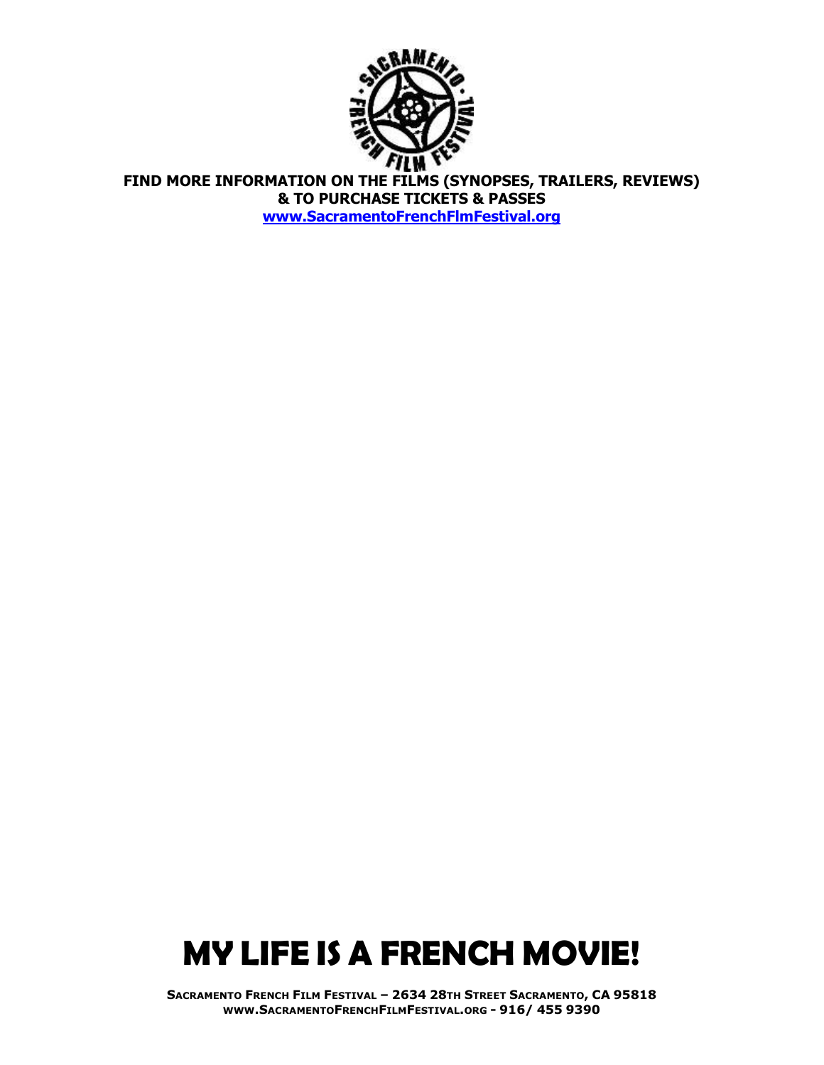**FIND MORE INFORMATION ON THE FILMS (SYNOPSES, TRAILERS, REVIEWS) & TO PURCHASE TICKETS & PASSES**
**[www.SacramentoFrenchFlmFestival.org](www.SacramentoFrenchFlmFestival.org)**

# MY LIFE IS A FRENCH MOVIE!

**SACRAMENTO FRENCH FILM FESTIVAL – 2634 28TH STREET SACRAMENTO, CA 95818**
**WWW.SACRAMENTOFRENCHFILMFESTIVAL.ORG - 916/ 455 9390**